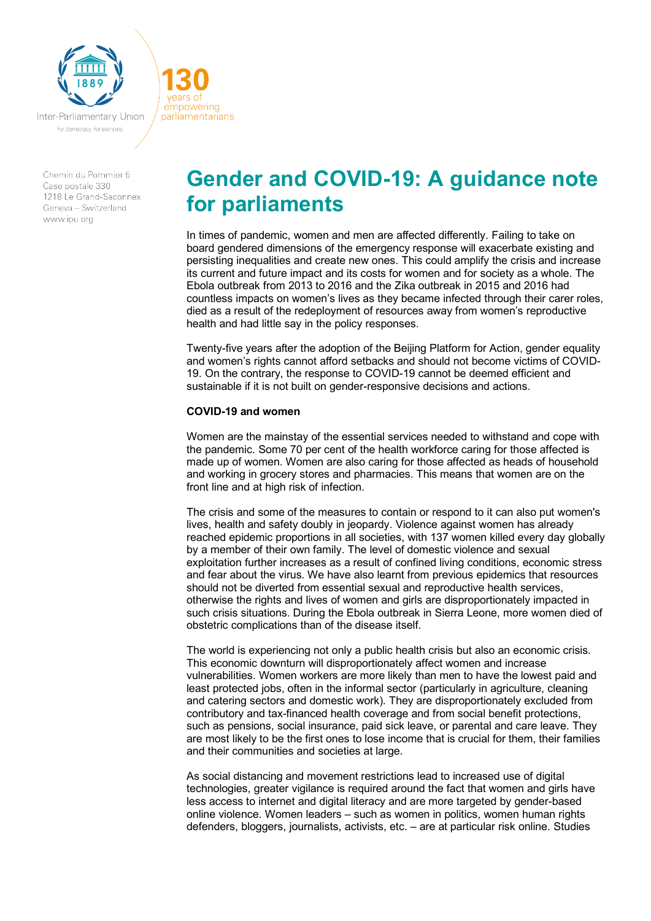Inter-Parliamentary Union
For democracy. For everyone.

130 years of empowering parliamentarians

Chemin du Pommier 5
Case postale 330
1218 Le Grand-Saconnex
Geneva – Switzerland
www.ipu.org

# Gender and COVID-19: A guidance note for parliaments

In times of pandemic, women and men are affected differently. Failing to take on board gendered dimensions of the emergency response will exacerbate existing and persisting inequalities and create new ones. This could amplify the crisis and increase its current and future impact and its costs for women and for society as a whole. The Ebola outbreak from 2013 to 2016 and the Zika outbreak in 2015 and 2016 had countless impacts on women's lives as they became infected through their carer roles, died as a result of the redeployment of resources away from women's reproductive health and had little say in the policy responses.

Twenty-five years after the adoption of the Beijing Platform for Action, gender equality and women's rights cannot afford setbacks and should not become victims of COVID-19. On the contrary, the response to COVID-19 cannot be deemed efficient and sustainable if it is not built on gender-responsive decisions and actions.

**COVID-19 and women**

Women are the mainstay of the essential services needed to withstand and cope with the pandemic. Some 70 per cent of the health workforce caring for those affected is made up of women. Women are also caring for those affected as heads of household and working in grocery stores and pharmacies. This means that women are on the front line and at high risk of infection.

The crisis and some of the measures to contain or respond to it can also put women's lives, health and safety doubly in jeopardy. Violence against women has already reached epidemic proportions in all societies, with 137 women killed every day globally by a member of their own family. The level of domestic violence and sexual exploitation further increases as a result of confined living conditions, economic stress and fear about the virus. We have also learnt from previous epidemics that resources should not be diverted from essential sexual and reproductive health services, otherwise the rights and lives of women and girls are disproportionately impacted in such crisis situations. During the Ebola outbreak in Sierra Leone, more women died of obstetric complications than of the disease itself.

The world is experiencing not only a public health crisis but also an economic crisis. This economic downturn will disproportionately affect women and increase vulnerabilities. Women workers are more likely than men to have the lowest paid and least protected jobs, often in the informal sector (particularly in agriculture, cleaning and catering sectors and domestic work). They are disproportionately excluded from contributory and tax-financed health coverage and from social benefit protections, such as pensions, social insurance, paid sick leave, or parental and care leave. They are most likely to be the first ones to lose income that is crucial for them, their families and their communities and societies at large.

As social distancing and movement restrictions lead to increased use of digital technologies, greater vigilance is required around the fact that women and girls have less access to internet and digital literacy and are more targeted by gender-based online violence. Women leaders – such as women in politics, women human rights defenders, bloggers, journalists, activists, etc. – are at particular risk online. Studies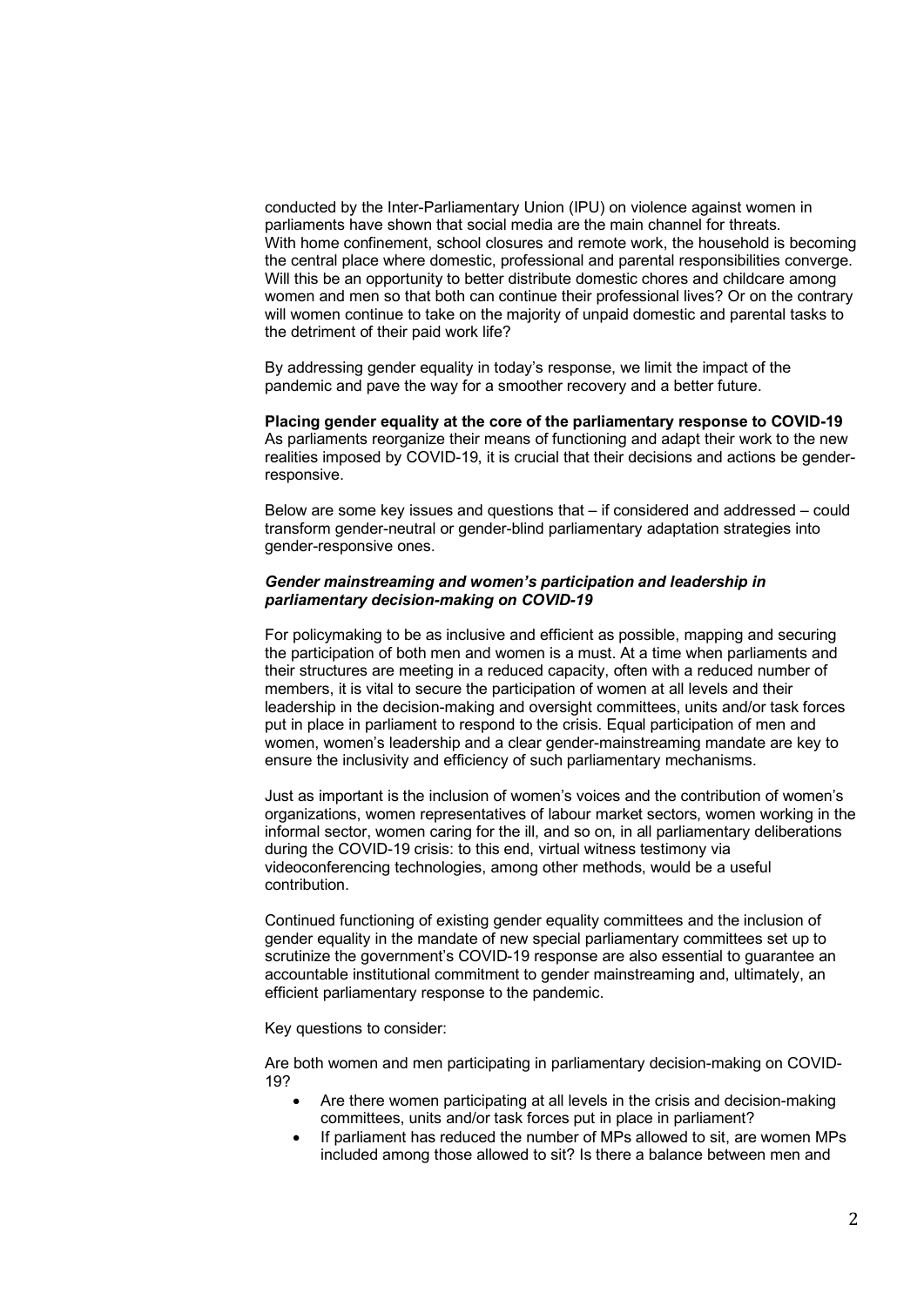conducted by the Inter-Parliamentary Union (IPU) on violence against women in parliaments have shown that social media are the main channel for threats. With home confinement, school closures and remote work, the household is becoming the central place where domestic, professional and parental responsibilities converge. Will this be an opportunity to better distribute domestic chores and childcare among women and men so that both can continue their professional lives? Or on the contrary will women continue to take on the majority of unpaid domestic and parental tasks to the detriment of their paid work life?

By addressing gender equality in today's response, we limit the impact of the pandemic and pave the way for a smoother recovery and a better future.

**Placing gender equality at the core of the parliamentary response to COVID-19**

As parliaments reorganize their means of functioning and adapt their work to the new realities imposed by COVID-19, it is crucial that their decisions and actions be gender-responsive.

Below are some key issues and questions that – if considered and addressed – could transform gender-neutral or gender-blind parliamentary adaptation strategies into gender-responsive ones.

***Gender mainstreaming and women's participation and leadership in parliamentary decision-making on COVID-19***

For policymaking to be as inclusive and efficient as possible, mapping and securing the participation of both men and women is a must. At a time when parliaments and their structures are meeting in a reduced capacity, often with a reduced number of members, it is vital to secure the participation of women at all levels and their leadership in the decision-making and oversight committees, units and/or task forces put in place in parliament to respond to the crisis. Equal participation of men and women, women's leadership and a clear gender-mainstreaming mandate are key to ensure the inclusivity and efficiency of such parliamentary mechanisms.

Just as important is the inclusion of women's voices and the contribution of women's organizations, women representatives of labour market sectors, women working in the informal sector, women caring for the ill, and so on, in all parliamentary deliberations during the COVID-19 crisis: to this end, virtual witness testimony via videoconferencing technologies, among other methods, would be a useful contribution.

Continued functioning of existing gender equality committees and the inclusion of gender equality in the mandate of new special parliamentary committees set up to scrutinize the government's COVID-19 response are also essential to guarantee an accountable institutional commitment to gender mainstreaming and, ultimately, an efficient parliamentary response to the pandemic.

Key questions to consider:

Are both women and men participating in parliamentary decision-making on COVID-19?

- Are there women participating at all levels in the crisis and decision-making committees, units and/or task forces put in place in parliament?
- If parliament has reduced the number of MPs allowed to sit, are women MPs included among those allowed to sit? Is there a balance between men and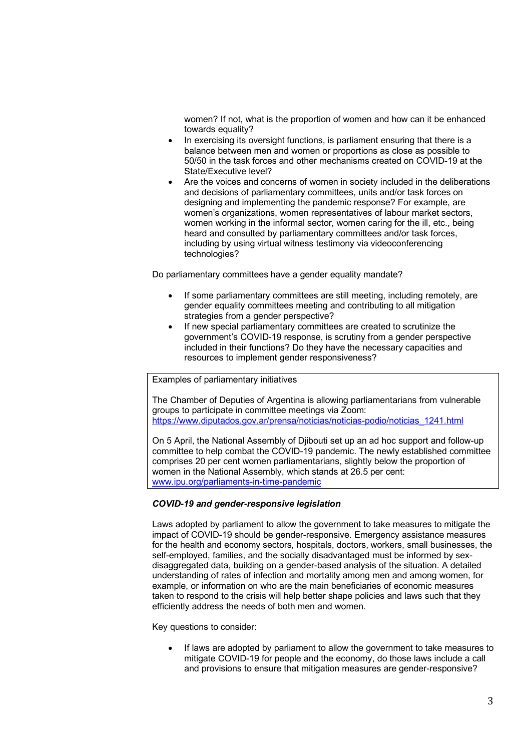women? If not, what is the proportion of women and how can it be enhanced towards equality?

- In exercising its oversight functions, is parliament ensuring that there is a balance between men and women or proportions as close as possible to 50/50 in the task forces and other mechanisms created on COVID-19 at the State/Executive level?
- Are the voices and concerns of women in society included in the deliberations and decisions of parliamentary committees, units and/or task forces on designing and implementing the pandemic response? For example, are women's organizations, women representatives of labour market sectors, women working in the informal sector, women caring for the ill, etc., being heard and consulted by parliamentary committees and/or task forces, including by using virtual witness testimony via videoconferencing technologies?

Do parliamentary committees have a gender equality mandate?

- If some parliamentary committees are still meeting, including remotely, are gender equality committees meeting and contributing to all mitigation strategies from a gender perspective?
- If new special parliamentary committees are created to scrutinize the government's COVID-19 response, is scrutiny from a gender perspective included in their functions? Do they have the necessary capacities and resources to implement gender responsiveness?

> Examples of parliamentary initiatives
>
> The Chamber of Deputies of Argentina is allowing parliamentarians from vulnerable groups to participate in committee meetings via Zoom: https://www.diputados.gov.ar/prensa/noticias/noticias-podio/noticias_1241.html
>
> On 5 April, the National Assembly of Djibouti set up an ad hoc support and follow-up committee to help combat the COVID-19 pandemic. The newly established committee comprises 20 per cent women parliamentarians, slightly below the proportion of women in the National Assembly, which stands at 26.5 per cent: www.ipu.org/parliaments-in-time-pandemic

***COVID-19 and gender-responsive legislation***

Laws adopted by parliament to allow the government to take measures to mitigate the impact of COVID-19 should be gender-responsive. Emergency assistance measures for the health and economy sectors, hospitals, doctors, workers, small businesses, the self-employed, families, and the socially disadvantaged must be informed by sex-disaggregated data, building on a gender-based analysis of the situation. A detailed understanding of rates of infection and mortality among men and among women, for example, or information on who are the main beneficiaries of economic measures taken to respond to the crisis will help better shape policies and laws such that they efficiently address the needs of both men and women.

Key questions to consider:

- If laws are adopted by parliament to allow the government to take measures to mitigate COVID-19 for people and the economy, do those laws include a call and provisions to ensure that mitigation measures are gender-responsive?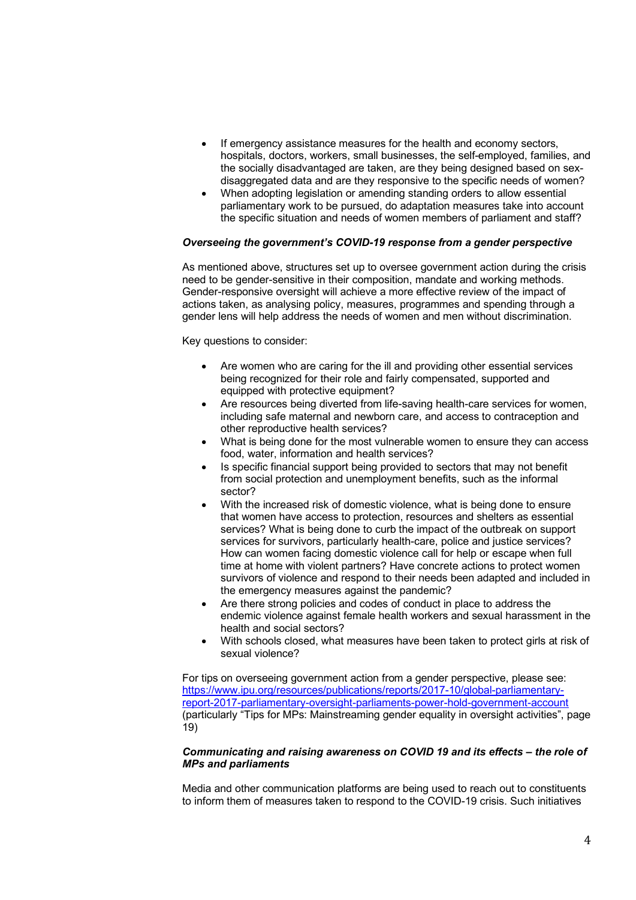- If emergency assistance measures for the health and economy sectors, hospitals, doctors, workers, small businesses, the self-employed, families, and the socially disadvantaged are taken, are they being designed based on sex-disaggregated data and are they responsive to the specific needs of women?
- When adopting legislation or amending standing orders to allow essential parliamentary work to be pursued, do adaptation measures take into account the specific situation and needs of women members of parliament and staff?

***Overseeing the government's COVID-19 response from a gender perspective***

As mentioned above, structures set up to oversee government action during the crisis need to be gender-sensitive in their composition, mandate and working methods. Gender-responsive oversight will achieve a more effective review of the impact of actions taken, as analysing policy, measures, programmes and spending through a gender lens will help address the needs of women and men without discrimination.

Key questions to consider:

- Are women who are caring for the ill and providing other essential services being recognized for their role and fairly compensated, supported and equipped with protective equipment?
- Are resources being diverted from life-saving health-care services for women, including safe maternal and newborn care, and access to contraception and other reproductive health services?
- What is being done for the most vulnerable women to ensure they can access food, water, information and health services?
- Is specific financial support being provided to sectors that may not benefit from social protection and unemployment benefits, such as the informal sector?
- With the increased risk of domestic violence, what is being done to ensure that women have access to protection, resources and shelters as essential services? What is being done to curb the impact of the outbreak on support services for survivors, particularly health-care, police and justice services? How can women facing domestic violence call for help or escape when full time at home with violent partners? Have concrete actions to protect women survivors of violence and respond to their needs been adapted and included in the emergency measures against the pandemic?
- Are there strong policies and codes of conduct in place to address the endemic violence against female health workers and sexual harassment in the health and social sectors?
- With schools closed, what measures have been taken to protect girls at risk of sexual violence?

For tips on overseeing government action from a gender perspective, please see: [https://www.ipu.org/resources/publications/reports/2017-10/global-parliamentary-report-2017-parliamentary-oversight-parliaments-power-hold-government-account](https://www.ipu.org/resources/publications/reports/2017-10/global-parliamentary-report-2017-parliamentary-oversight-parliaments-power-hold-government-account) (particularly "Tips for MPs: Mainstreaming gender equality in oversight activities", page 19)

***Communicating and raising awareness on COVID 19 and its effects – the role of MPs and parliaments***

Media and other communication platforms are being used to reach out to constituents to inform them of measures taken to respond to the COVID-19 crisis. Such initiatives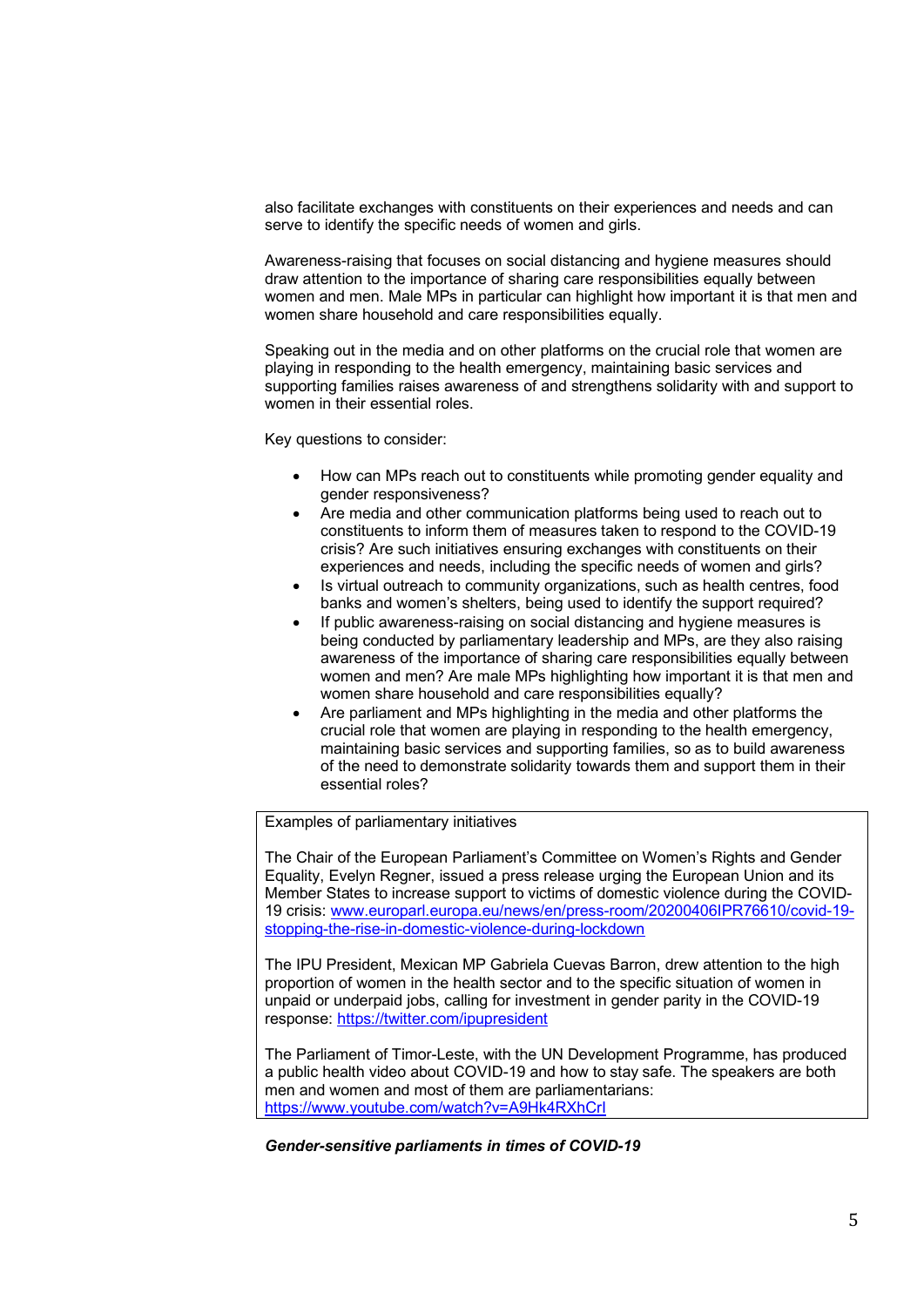also facilitate exchanges with constituents on their experiences and needs and can serve to identify the specific needs of women and girls.

Awareness-raising that focuses on social distancing and hygiene measures should draw attention to the importance of sharing care responsibilities equally between women and men. Male MPs in particular can highlight how important it is that men and women share household and care responsibilities equally.

Speaking out in the media and on other platforms on the crucial role that women are playing in responding to the health emergency, maintaining basic services and supporting families raises awareness of and strengthens solidarity with and support to women in their essential roles.

Key questions to consider:

- How can MPs reach out to constituents while promoting gender equality and gender responsiveness?
- Are media and other communication platforms being used to reach out to constituents to inform them of measures taken to respond to the COVID-19 crisis? Are such initiatives ensuring exchanges with constituents on their experiences and needs, including the specific needs of women and girls?
- Is virtual outreach to community organizations, such as health centres, food banks and women's shelters, being used to identify the support required?
- If public awareness-raising on social distancing and hygiene measures is being conducted by parliamentary leadership and MPs, are they also raising awareness of the importance of sharing care responsibilities equally between women and men? Are male MPs highlighting how important it is that men and women share household and care responsibilities equally?
- Are parliament and MPs highlighting in the media and other platforms the crucial role that women are playing in responding to the health emergency, maintaining basic services and supporting families, so as to build awareness of the need to demonstrate solidarity towards them and support them in their essential roles?

Examples of parliamentary initiatives

The Chair of the European Parliament's Committee on Women's Rights and Gender Equality, Evelyn Regner, issued a press release urging the European Union and its Member States to increase support to victims of domestic violence during the COVID-19 crisis: www.europarl.europa.eu/news/en/press-room/20200406IPR76610/covid-19-stopping-the-rise-in-domestic-violence-during-lockdown

The IPU President, Mexican MP Gabriela Cuevas Barron, drew attention to the high proportion of women in the health sector and to the specific situation of women in unpaid or underpaid jobs, calling for investment in gender parity in the COVID-19 response: https://twitter.com/ipupresident

The Parliament of Timor-Leste, with the UN Development Programme, has produced a public health video about COVID-19 and how to stay safe. The speakers are both men and women and most of them are parliamentarians: https://www.youtube.com/watch?v=A9Hk4RXhCrI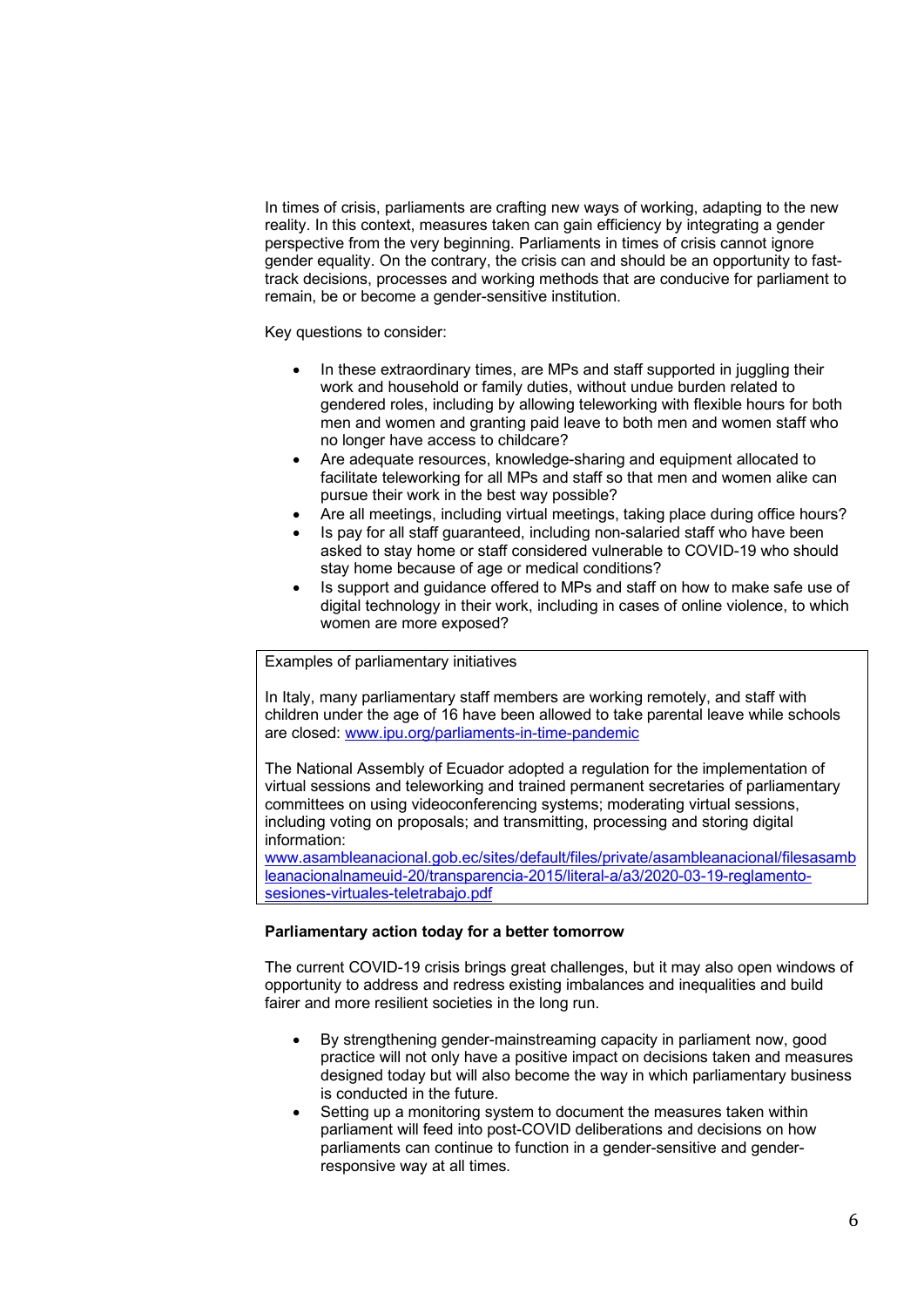In times of crisis, parliaments are crafting new ways of working, adapting to the new reality. In this context, measures taken can gain efficiency by integrating a gender perspective from the very beginning. Parliaments in times of crisis cannot ignore gender equality. On the contrary, the crisis can and should be an opportunity to fast-track decisions, processes and working methods that are conducive for parliament to remain, be or become a gender-sensitive institution.

Key questions to consider:

- In these extraordinary times, are MPs and staff supported in juggling their work and household or family duties, without undue burden related to gendered roles, including by allowing teleworking with flexible hours for both men and women and granting paid leave to both men and women staff who no longer have access to childcare?
- Are adequate resources, knowledge-sharing and equipment allocated to facilitate teleworking for all MPs and staff so that men and women alike can pursue their work in the best way possible?
- Are all meetings, including virtual meetings, taking place during office hours?
- Is pay for all staff guaranteed, including non-salaried staff who have been asked to stay home or staff considered vulnerable to COVID-19 who should stay home because of age or medical conditions?
- Is support and guidance offered to MPs and staff on how to make safe use of digital technology in their work, including in cases of online violence, to which women are more exposed?

> Examples of parliamentary initiatives
>
> In Italy, many parliamentary staff members are working remotely, and staff with children under the age of 16 have been allowed to take parental leave while schools are closed: [www.ipu.org/parliaments-in-time-pandemic](www.ipu.org/parliaments-in-time-pandemic)
>
> The National Assembly of Ecuador adopted a regulation for the implementation of virtual sessions and teleworking and trained permanent secretaries of parliamentary committees on using videoconferencing systems; moderating virtual sessions, including voting on proposals; and transmitting, processing and storing digital information: [www.asambleanacional.gob.ec/sites/default/files/private/asambleanacional/filesasambleanacionalnameuid-20/transparencia-2015/literal-a/a3/2020-03-19-reglamento-sesiones-virtuales-teletrabajo.pdf](www.asambleanacional.gob.ec/sites/default/files/private/asambleanacional/filesasambleanacionalnameuid-20/transparencia-2015/literal-a/a3/2020-03-19-reglamento-sesiones-virtuales-teletrabajo.pdf)

## Parliamentary action today for a better tomorrow

The current COVID-19 crisis brings great challenges, but it may also open windows of opportunity to address and redress existing imbalances and inequalities and build fairer and more resilient societies in the long run.

- By strengthening gender-mainstreaming capacity in parliament now, good practice will not only have a positive impact on decisions taken and measures designed today but will also become the way in which parliamentary business is conducted in the future.
- Setting up a monitoring system to document the measures taken within parliament will feed into post-COVID deliberations and decisions on how parliaments can continue to function in a gender-sensitive and gender-responsive way at all times.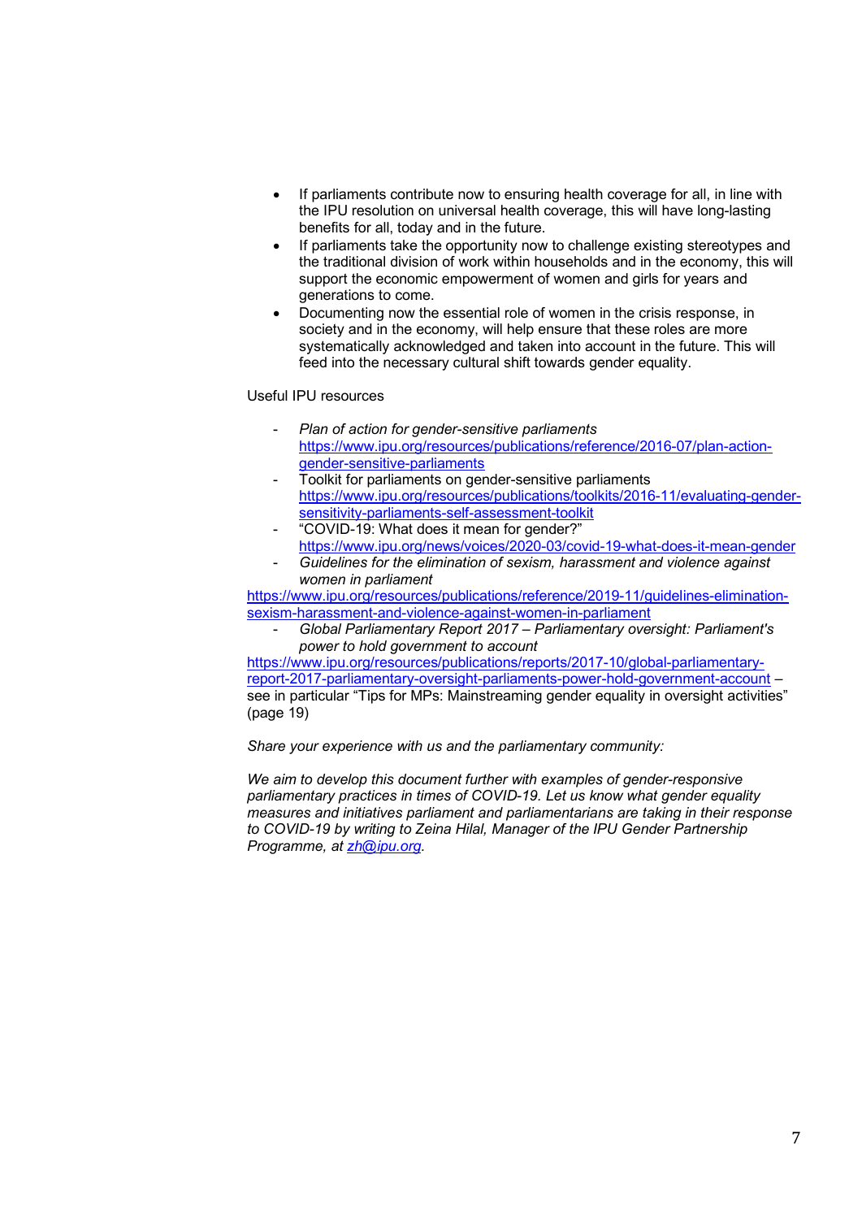- If parliaments contribute now to ensuring health coverage for all, in line with the IPU resolution on universal health coverage, this will have long-lasting benefits for all, today and in the future.
- If parliaments take the opportunity now to challenge existing stereotypes and the traditional division of work within households and in the economy, this will support the economic empowerment of women and girls for years and generations to come.
- Documenting now the essential role of women in the crisis response, in society and in the economy, will help ensure that these roles are more systematically acknowledged and taken into account in the future. This will feed into the necessary cultural shift towards gender equality.

Useful IPU resources

- *Plan of action for gender-sensitive parliaments*
  https://www.ipu.org/resources/publications/reference/2016-07/plan-action-gender-sensitive-parliaments
- Toolkit for parliaments on gender-sensitive parliaments
  https://www.ipu.org/resources/publications/toolkits/2016-11/evaluating-gender-sensitivity-parliaments-self-assessment-toolkit
- "COVID-19: What does it mean for gender?"
  https://www.ipu.org/news/voices/2020-03/covid-19-what-does-it-mean-gender
- *Guidelines for the elimination of sexism, harassment and violence against women in parliament*

https://www.ipu.org/resources/publications/reference/2019-11/guidelines-elimination-sexism-harassment-and-violence-against-women-in-parliament

- *Global Parliamentary Report 2017 – Parliamentary oversight: Parliament's power to hold government to account*

https://www.ipu.org/resources/publications/reports/2017-10/global-parliamentary-report-2017-parliamentary-oversight-parliaments-power-hold-government-account – see in particular "Tips for MPs: Mainstreaming gender equality in oversight activities" (page 19)

*Share your experience with us and the parliamentary community:*

*We aim to develop this document further with examples of gender-responsive parliamentary practices in times of COVID-19. Let us know what gender equality measures and initiatives parliament and parliamentarians are taking in their response to COVID-19 by writing to Zeina Hilal, Manager of the IPU Gender Partnership Programme, at zh@ipu.org.*